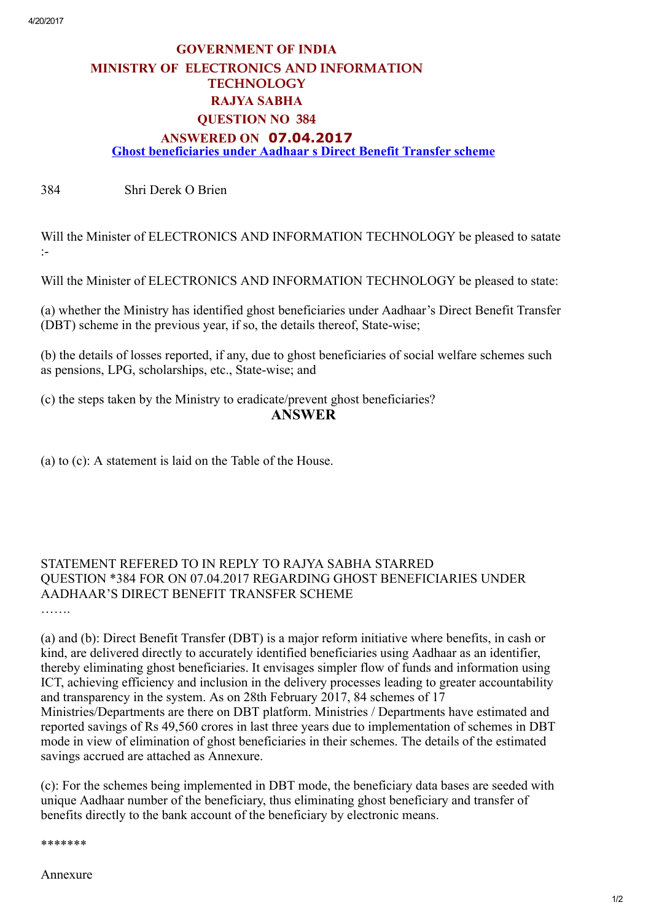# GOVERNMENT OF INDIA
## MINISTRY OF ELECTRONICS AND INFORMATION TECHNOLOGY
## RAJYA SABHA
## QUESTION NO 384
## ANSWERED ON 07.04.2017
### Ghost beneficiaries under Aadhaar s Direct Benefit Transfer scheme

384 Shri Derek O Brien

Will the Minister of ELECTRONICS AND INFORMATION TECHNOLOGY be pleased to satate :-

Will the Minister of ELECTRONICS AND INFORMATION TECHNOLOGY be pleased to state:

(a) whether the Ministry has identified ghost beneficiaries under Aadhaar's Direct Benefit Transfer (DBT) scheme in the previous year, if so, the details thereof, State-wise;

(b) the details of losses reported, if any, due to ghost beneficiaries of social welfare schemes such as pensions, LPG, scholarships, etc., State-wise; and

(c) the steps taken by the Ministry to eradicate/prevent ghost beneficiaries?

**ANSWER**

(a) to (c): A statement is laid on the Table of the House.

STATEMENT REFERED TO IN REPLY TO RAJYA SABHA STARRED QUESTION *384 FOR ON 07.04.2017 REGARDING GHOST BENEFICIARIES UNDER AADHAAR'S DIRECT BENEFIT TRANSFER SCHEME

…….

(a) and (b): Direct Benefit Transfer (DBT) is a major reform initiative where benefits, in cash or kind, are delivered directly to accurately identified beneficiaries using Aadhaar as an identifier, thereby eliminating ghost beneficiaries. It envisages simpler flow of funds and information using ICT, achieving efficiency and inclusion in the delivery processes leading to greater accountability and transparency in the system. As on 28th February 2017, 84 schemes of 17 Ministries/Departments are there on DBT platform. Ministries / Departments have estimated and reported savings of Rs 49,560 crores in last three years due to implementation of schemes in DBT mode in view of elimination of ghost beneficiaries in their schemes. The details of the estimated savings accrued are attached as Annexure.

(c): For the schemes being implemented in DBT mode, the beneficiary data bases are seeded with unique Aadhaar number of the beneficiary, thus eliminating ghost beneficiary and transfer of benefits directly to the bank account of the beneficiary by electronic means.

*******

Annexure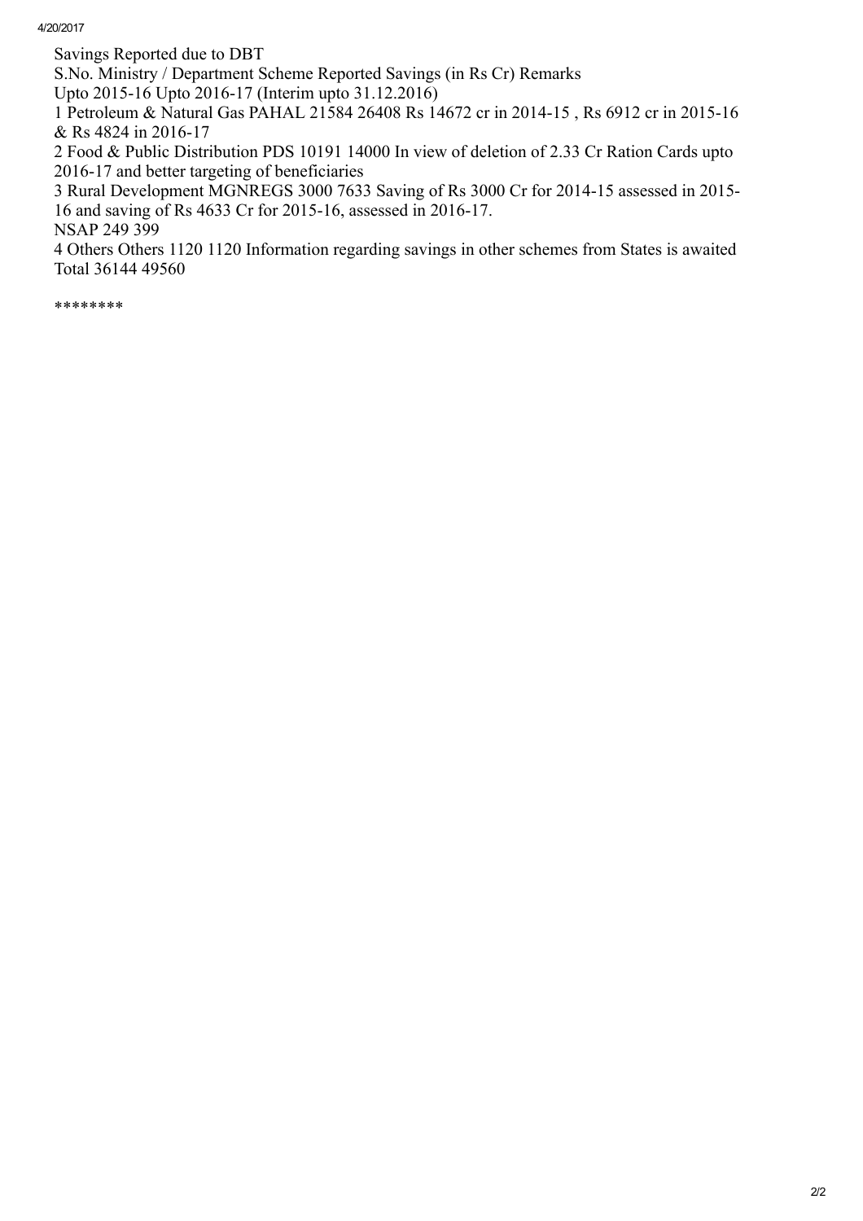Savings Reported due to DBT

| S.No. | Ministry / Department | Scheme | Reported Savings (in Rs Cr) | | Remarks |
|---|---|---|---|---|---|
| | | | Upto 2015-16 | Upto 2016-17 (Interim upto 31.12.2016) | |
| 1 | Petroleum & Natural Gas | PAHAL | 21584 | 26408 | Rs 14672 cr in 2014-15 , Rs 6912 cr in 2015-16 & Rs 4824 in 2016-17 |
| 2 | Food & Public Distribution | PDS | 10191 | 14000 | In view of deletion of 2.33 Cr Ration Cards upto 2016-17 and better targeting of beneficiaries |
| 3 | Rural Development | MGNREGS | 3000 | 7633 | Saving of Rs 3000 Cr for 2014-15 assessed in 2015-16 and saving of Rs 4633 Cr for 2015-16, assessed in 2016-17. |
| | | NSAP | 249 | 399 | |
| 4 | Others | Others | 1120 | 1120 | Information regarding savings in other schemes from States is awaited |
| | Total | | 36144 | 49560 | |

********